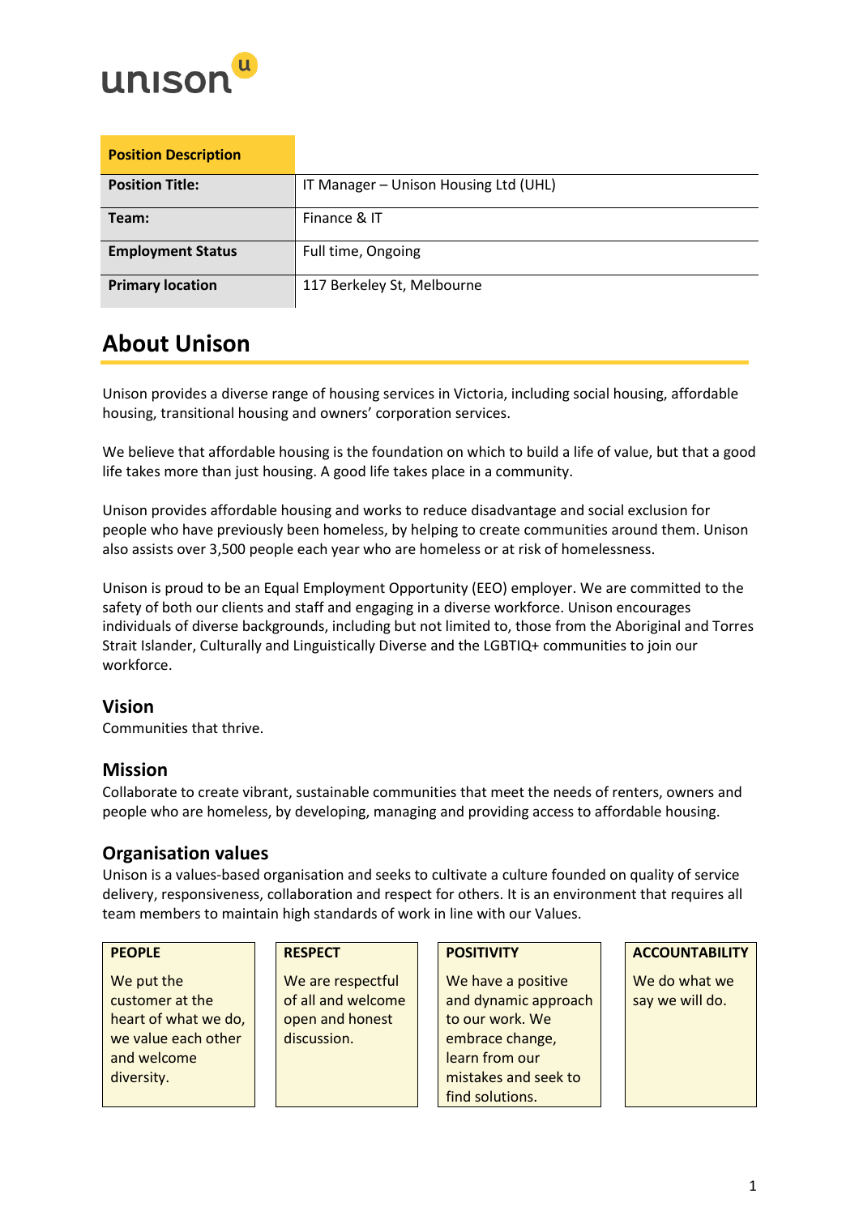unison

| Position Description | |
|---|---|
| **Position Title:** | IT Manager – Unison Housing Ltd (UHL) |
| **Team:** | Finance & IT |
| **Employment Status** | Full time, Ongoing |
| **Primary location** | 117 Berkeley St, Melbourne |

# About Unison

Unison provides a diverse range of housing services in Victoria, including social housing, affordable housing, transitional housing and owners' corporation services.

We believe that affordable housing is the foundation on which to build a life of value, but that a good life takes more than just housing. A good life takes place in a community.

Unison provides affordable housing and works to reduce disadvantage and social exclusion for people who have previously been homeless, by helping to create communities around them. Unison also assists over 3,500 people each year who are homeless or at risk of homelessness.

Unison is proud to be an Equal Employment Opportunity (EEO) employer. We are committed to the safety of both our clients and staff and engaging in a diverse workforce. Unison encourages individuals of diverse backgrounds, including but not limited to, those from the Aboriginal and Torres Strait Islander, Culturally and Linguistically Diverse and the LGBTIQ+ communities to join our workforce.

## Vision

Communities that thrive.

## Mission

Collaborate to create vibrant, sustainable communities that meet the needs of renters, owners and people who are homeless, by developing, managing and providing access to affordable housing.

## Organisation values

Unison is a values-based organisation and seeks to cultivate a culture founded on quality of service delivery, responsiveness, collaboration and respect for others. It is an environment that requires all team members to maintain high standards of work in line with our Values.

| PEOPLE | RESPECT | POSITIVITY | ACCOUNTABILITY |
|---|---|---|---|
| We put the customer at the heart of what we do, we value each other and welcome diversity. | We are respectful of all and welcome open and honest discussion. | We have a positive and dynamic approach to our work. We embrace change, learn from our mistakes and seek to find solutions. | We do what we say we will do. |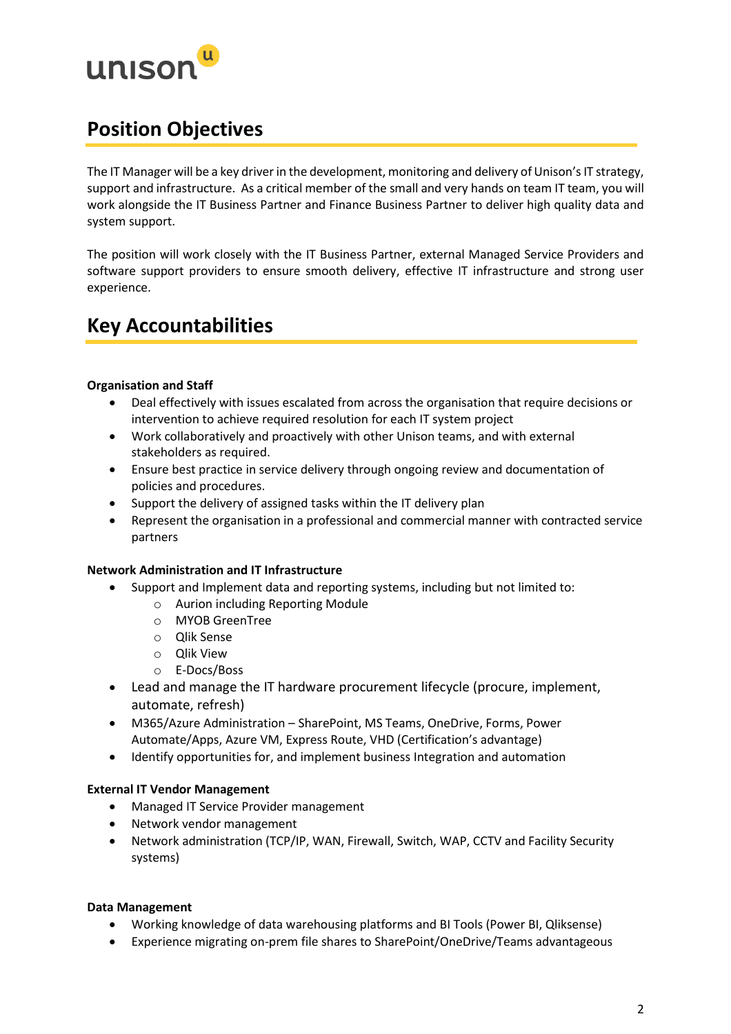## Position Objectives

The IT Manager will be a key driver in the development, monitoring and delivery of Unison's IT strategy, support and infrastructure. As a critical member of the small and very hands on team IT team, you will work alongside the IT Business Partner and Finance Business Partner to deliver high quality data and system support.

The position will work closely with the IT Business Partner, external Managed Service Providers and software support providers to ensure smooth delivery, effective IT infrastructure and strong user experience.

## Key Accountabilities

**Organisation and Staff**

- Deal effectively with issues escalated from across the organisation that require decisions or intervention to achieve required resolution for each IT system project
- Work collaboratively and proactively with other Unison teams, and with external stakeholders as required.
- Ensure best practice in service delivery through ongoing review and documentation of policies and procedures.
- Support the delivery of assigned tasks within the IT delivery plan
- Represent the organisation in a professional and commercial manner with contracted service partners

**Network Administration and IT Infrastructure**

- Support and Implement data and reporting systems, including but not limited to:
  - Aurion including Reporting Module
  - MYOB GreenTree
  - Qlik Sense
  - Qlik View
  - E-Docs/Boss
- Lead and manage the IT hardware procurement lifecycle (procure, implement, automate, refresh)
- M365/Azure Administration – SharePoint, MS Teams, OneDrive, Forms, Power Automate/Apps, Azure VM, Express Route, VHD (Certification's advantage)
- Identify opportunities for, and implement business Integration and automation

**External IT Vendor Management**

- Managed IT Service Provider management
- Network vendor management
- Network administration (TCP/IP, WAN, Firewall, Switch, WAP, CCTV and Facility Security systems)

**Data Management**

- Working knowledge of data warehousing platforms and BI Tools (Power BI, Qliksense)
- Experience migrating on-prem file shares to SharePoint/OneDrive/Teams advantageous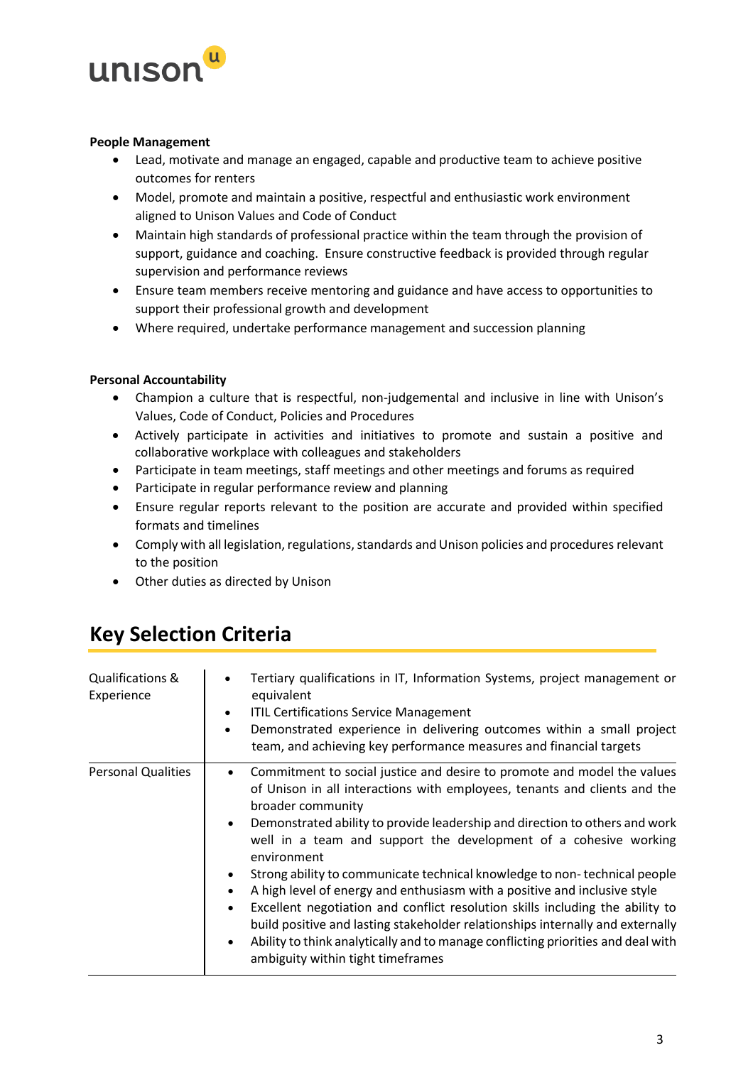**People Management**

- Lead, motivate and manage an engaged, capable and productive team to achieve positive outcomes for renters
- Model, promote and maintain a positive, respectful and enthusiastic work environment aligned to Unison Values and Code of Conduct
- Maintain high standards of professional practice within the team through the provision of support, guidance and coaching. Ensure constructive feedback is provided through regular supervision and performance reviews
- Ensure team members receive mentoring and guidance and have access to opportunities to support their professional growth and development
- Where required, undertake performance management and succession planning

**Personal Accountability**

- Champion a culture that is respectful, non-judgemental and inclusive in line with Unison's Values, Code of Conduct, Policies and Procedures
- Actively participate in activities and initiatives to promote and sustain a positive and collaborative workplace with colleagues and stakeholders
- Participate in team meetings, staff meetings and other meetings and forums as required
- Participate in regular performance review and planning
- Ensure regular reports relevant to the position are accurate and provided within specified formats and timelines
- Comply with all legislation, regulations, standards and Unison policies and procedures relevant to the position
- Other duties as directed by Unison

## Key Selection Criteria

| | |
|---|---|
| Qualifications & Experience | • Tertiary qualifications in IT, Information Systems, project management or equivalent<br>• ITIL Certifications Service Management<br>• Demonstrated experience in delivering outcomes within a small project team, and achieving key performance measures and financial targets |
| Personal Qualities | • Commitment to social justice and desire to promote and model the values of Unison in all interactions with employees, tenants and clients and the broader community<br>• Demonstrated ability to provide leadership and direction to others and work well in a team and support the development of a cohesive working environment<br>• Strong ability to communicate technical knowledge to non- technical people<br>• A high level of energy and enthusiasm with a positive and inclusive style<br>• Excellent negotiation and conflict resolution skills including the ability to build positive and lasting stakeholder relationships internally and externally<br>• Ability to think analytically and to manage conflicting priorities and deal with ambiguity within tight timeframes |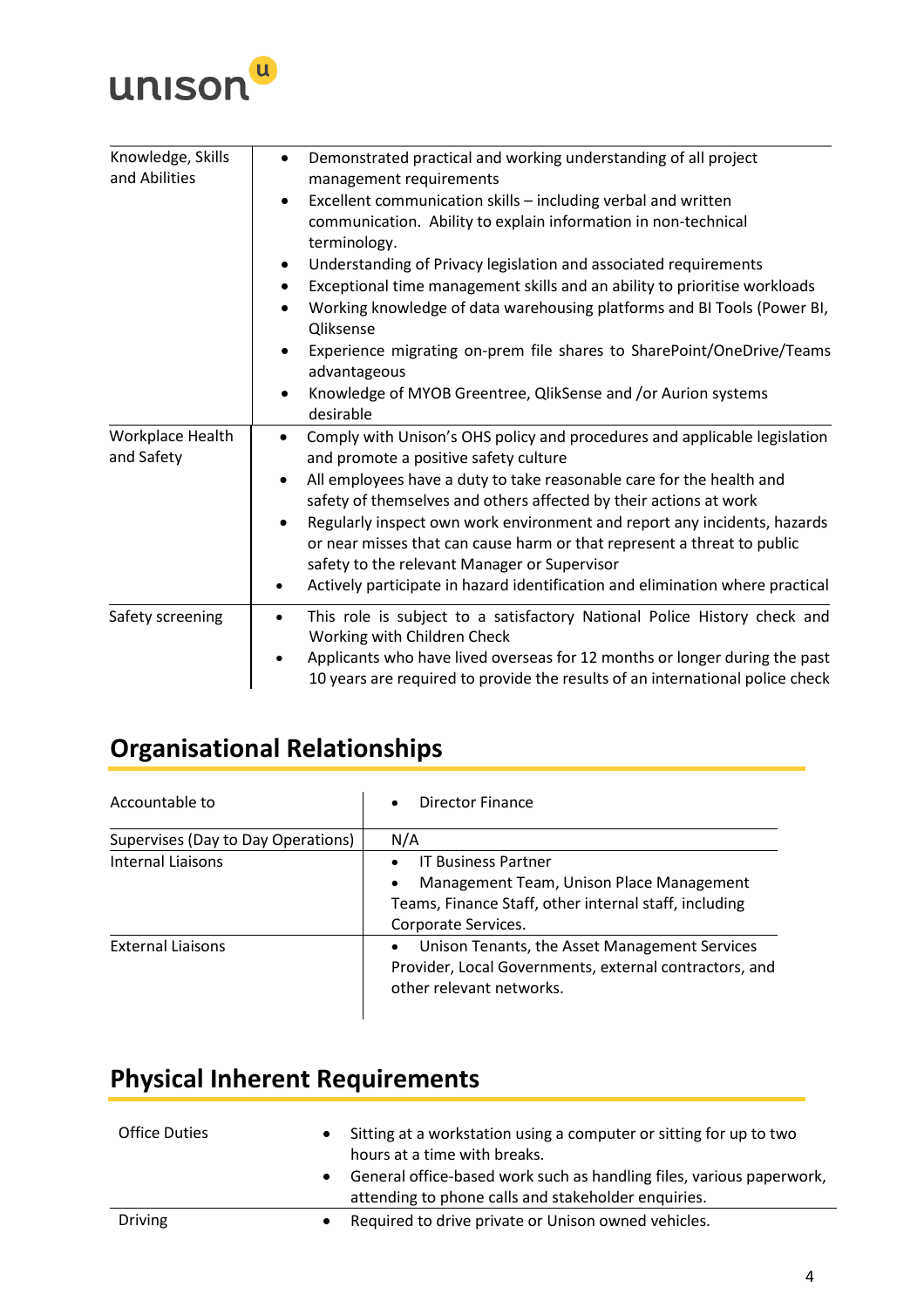| | |
|---|---|
| Knowledge, Skills and Abilities | • Demonstrated practical and working understanding of all project management requirements<br>• Excellent communication skills – including verbal and written communication. Ability to explain information in non-technical terminology.<br>• Understanding of Privacy legislation and associated requirements<br>• Exceptional time management skills and an ability to prioritise workloads<br>• Working knowledge of data warehousing platforms and BI Tools (Power BI, Qliksense<br>• Experience migrating on-prem file shares to SharePoint/OneDrive/Teams advantageous<br>• Knowledge of MYOB Greentree, QlikSense and /or Aurion systems desirable |
| Workplace Health and Safety | • Comply with Unison's OHS policy and procedures and applicable legislation and promote a positive safety culture<br>• All employees have a duty to take reasonable care for the health and safety of themselves and others affected by their actions at work<br>• Regularly inspect own work environment and report any incidents, hazards or near misses that can cause harm or that represent a threat to public safety to the relevant Manager or Supervisor<br>• Actively participate in hazard identification and elimination where practical |
| Safety screening | • This role is subject to a satisfactory National Police History check and Working with Children Check<br>• Applicants who have lived overseas for 12 months or longer during the past 10 years are required to provide the results of an international police check |

## Organisational Relationships

| | |
|---|---|
| Accountable to | • Director Finance |
| Supervises (Day to Day Operations) | N/A |
| Internal Liaisons | • IT Business Partner<br>• Management Team, Unison Place Management Teams, Finance Staff, other internal staff, including Corporate Services. |
| External Liaisons | • Unison Tenants, the Asset Management Services Provider, Local Governments, external contractors, and other relevant networks. |

## Physical Inherent Requirements

| | |
|---|---|
| Office Duties | • Sitting at a workstation using a computer or sitting for up to two hours at a time with breaks.<br>• General office-based work such as handling files, various paperwork, attending to phone calls and stakeholder enquiries. |
| Driving | • Required to drive private or Unison owned vehicles. |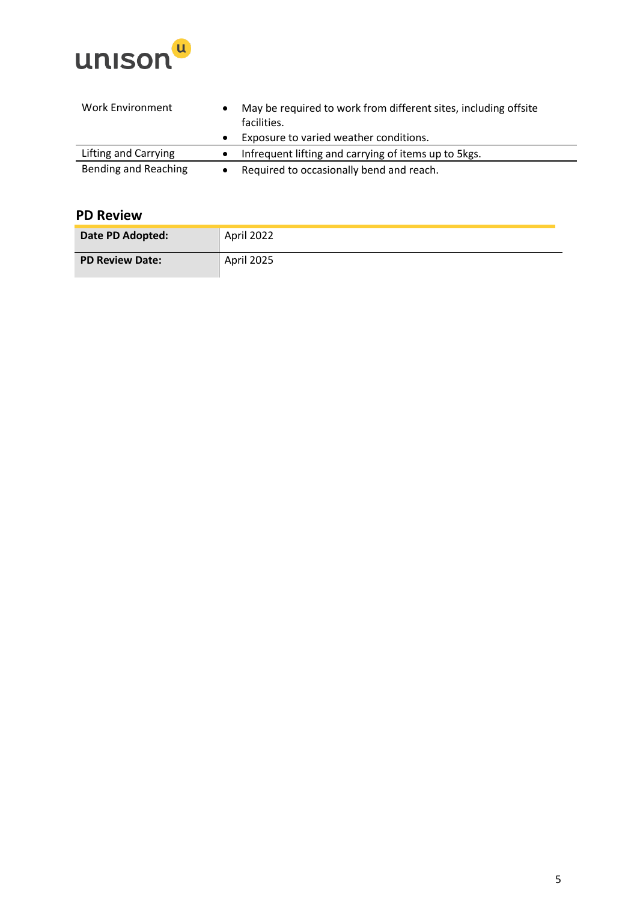| | |
|---|---|
| Work Environment | • May be required to work from different sites, including offsite facilities.<br>• Exposure to varied weather conditions. |
| Lifting and Carrying | • Infrequent lifting and carrying of items up to 5kgs. |
| Bending and Reaching | • Required to occasionally bend and reach. |

## PD Review

| | |
|---|---|
| **Date PD Adopted:** | April 2022 |
| **PD Review Date:** | April 2025 |